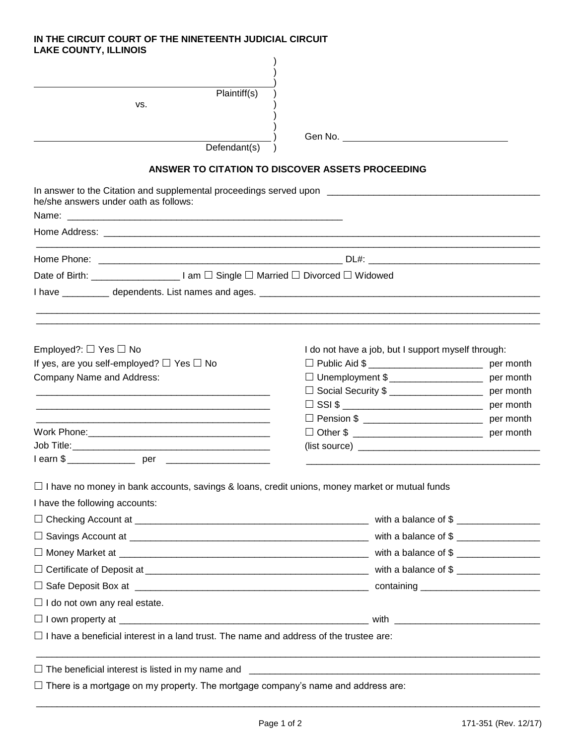**IN THE CIRCUIT COURT OF THE NINETEENTH JUDICIAL CIRCUIT**
**LAKE COUNTY, ILLINOIS**

| | | |
|---|---|---|
| ______________________________________ Plaintiff(s) | ) | |
| vs. | ) | |
| ______________________________________ Defendant(s) | ) | Gen No. ______________________ |

## ANSWER TO CITATION TO DISCOVER ASSETS PROCEEDING

In answer to the Citation and supplemental proceedings served upon ________________________________ he/she answers under oath as follows:

Name: ________________________________________________

Home Address: ______________________________________________________________

______________________________________________________________

Home Phone: ________________________________________ DL#: ____________________________

Date of Birth: _______________ I am ☐ Single ☐ Married ☐ Divorced ☐ Widowed

I have ________ dependents. List names and ages. ________________________________________________

______________________________________________________________

______________________________________________________________

Employed?: ☐ Yes ☐ No

If yes, are you self-employed? ☐ Yes ☐ No

Company Name and Address:

________________________________________

________________________________________

________________________________________

Work Phone:________________________________

Job Title:__________________________________

I earn $ ____________ per __________________

I do not have a job, but I support myself through:

☐ Public Aid $ ____________________ per month

☐ Unemployment $ _________________ per month

☐ Social Security $ _________________ per month

☐ SSI $ __________________________ per month

☐ Pension $ ______________________ per month

☐ Other $ _______________________ per month

(list source) __________________________________

__________________________________________

☐ I have no money in bank accounts, savings & loans, credit unions, money market or mutual funds

I have the following accounts:

☐ Checking Account at ________________________________________ with a balance of $ ______________

☐ Savings Account at _________________________________________ with a balance of $ ______________

☐ Money Market at ___________________________________________ with a balance of $ ______________

☐ Certificate of Deposit at _____________________________________ with a balance of $ ______________

☐ Safe Deposit Box at ________________________________________ containing ____________________

☐ I do not own any real estate.

☐ I own property at ___________________________________________ with ________________________

☐ I have a beneficial interest in a land trust. The name and address of the trustee are:

______________________________________________________________

☐ The beneficial interest is listed in my name and ____________________________________________

☐ There is a mortgage on my property. The mortgage company's name and address are:

______________________________________________________________

171-351 (Rev. 12/17)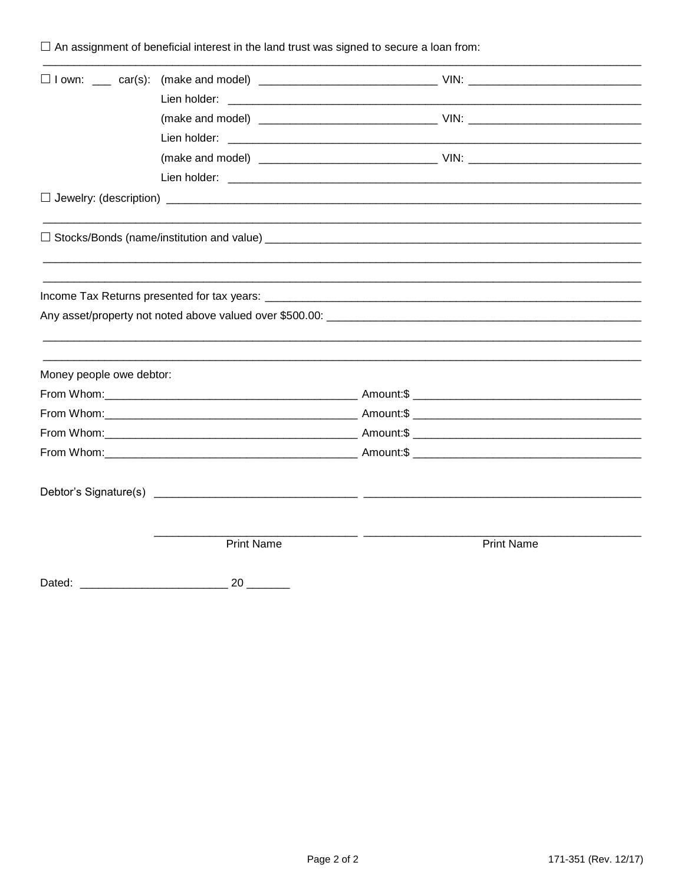☐ An assignment of beneficial interest in the land trust was signed to secure a loan from:

______________________________________________________________________________

☐ I own: ___ car(s): (make and model) ____________________________ VIN: ___________________________

Lien holder: ____________________________________________________________________

(make and model) ____________________________ VIN: ___________________________

Lien holder: ____________________________________________________________________

(make and model) ____________________________ VIN: ___________________________

Lien holder: ____________________________________________________________________

☐ Jewelry: (description) ________________________________________________________________

______________________________________________________________________________

☐ Stocks/Bonds (name/institution and value) ______________________________________________

______________________________________________________________________________

______________________________________________________________________________

Income Tax Returns presented for tax years: ______________________________________________

Any asset/property not noted above valued over $500.00: _____________________________________

______________________________________________________________________________

______________________________________________________________________________

Money people owe debtor:

From Whom:_______________________________________ Amount:$ ___________________________________

From Whom:_______________________________________ Amount:$ ___________________________________

From Whom:_______________________________________ Amount:$ ___________________________________

From Whom:_______________________________________ Amount:$ ___________________________________

Debtor's Signature(s) _________________________________ _____________________________________________

_________________________________ _____________________________________________

Print Name Print Name

Dated: _______________________ 20 _______

171-351 (Rev. 12/17)